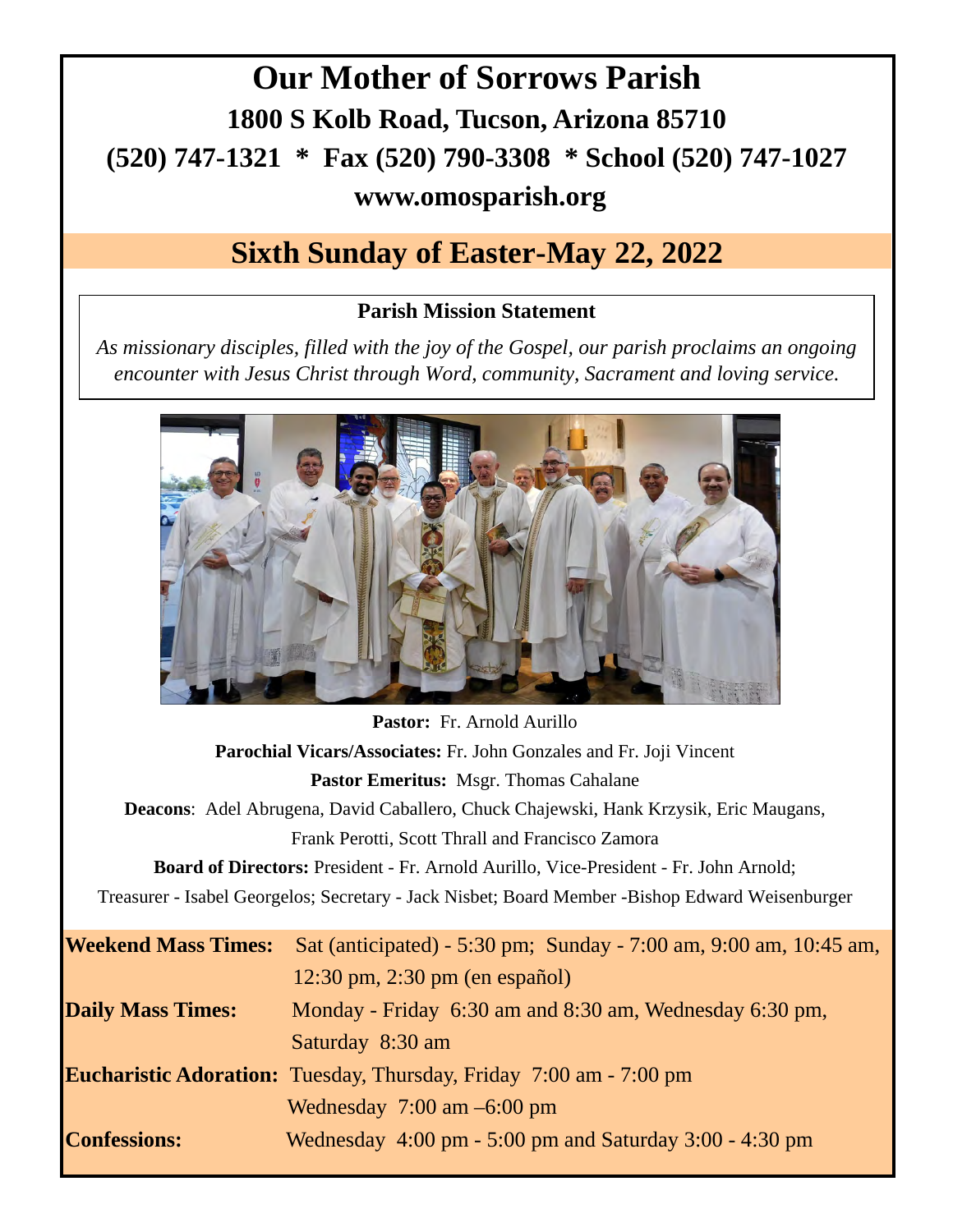# Our Mother of Sorrows Parish

## 1800 S Kolb Road, Tucson, Arizona 85710

## (520) 747-1321 * Fax (520) 790-3308 * School (520) 747-1027

## www.omosparish.org

## Sixth Sunday of Easter-May 22, 2022

**Parish Mission Statement**

*As missionary disciples, filled with the joy of the Gospel, our parish proclaims an ongoing encounter with Jesus Christ through Word, community, Sacrament and loving service.*

**Pastor:** Fr. Arnold Aurillo

**Parochial Vicars/Associates:** Fr. John Gonzales and Fr. Joji Vincent

**Pastor Emeritus:** Msgr. Thomas Cahalane

**Deacons**: Adel Abrugena, David Caballero, Chuck Chajewski, Hank Krzysik, Eric Maugans, Frank Perotti, Scott Thrall and Francisco Zamora

**Board of Directors:** President - Fr. Arnold Aurillo, Vice-President - Fr. John Arnold; Treasurer - Isabel Georgelos; Secretary - Jack Nisbet; Board Member -Bishop Edward Weisenburger

| | |
|---|---|
| **Weekend Mass Times:** | Sat (anticipated) - 5:30 pm; Sunday - 7:00 am, 9:00 am, 10:45 am, 12:30 pm, 2:30 pm (en español) |
| **Daily Mass Times:** | Monday - Friday 6:30 am and 8:30 am, Wednesday 6:30 pm, Saturday 8:30 am |
| **Eucharistic Adoration:** | Tuesday, Thursday, Friday 7:00 am - 7:00 pm<br>Wednesday 7:00 am –6:00 pm |
| **Confessions:** | Wednesday 4:00 pm - 5:00 pm and Saturday 3:00 - 4:30 pm |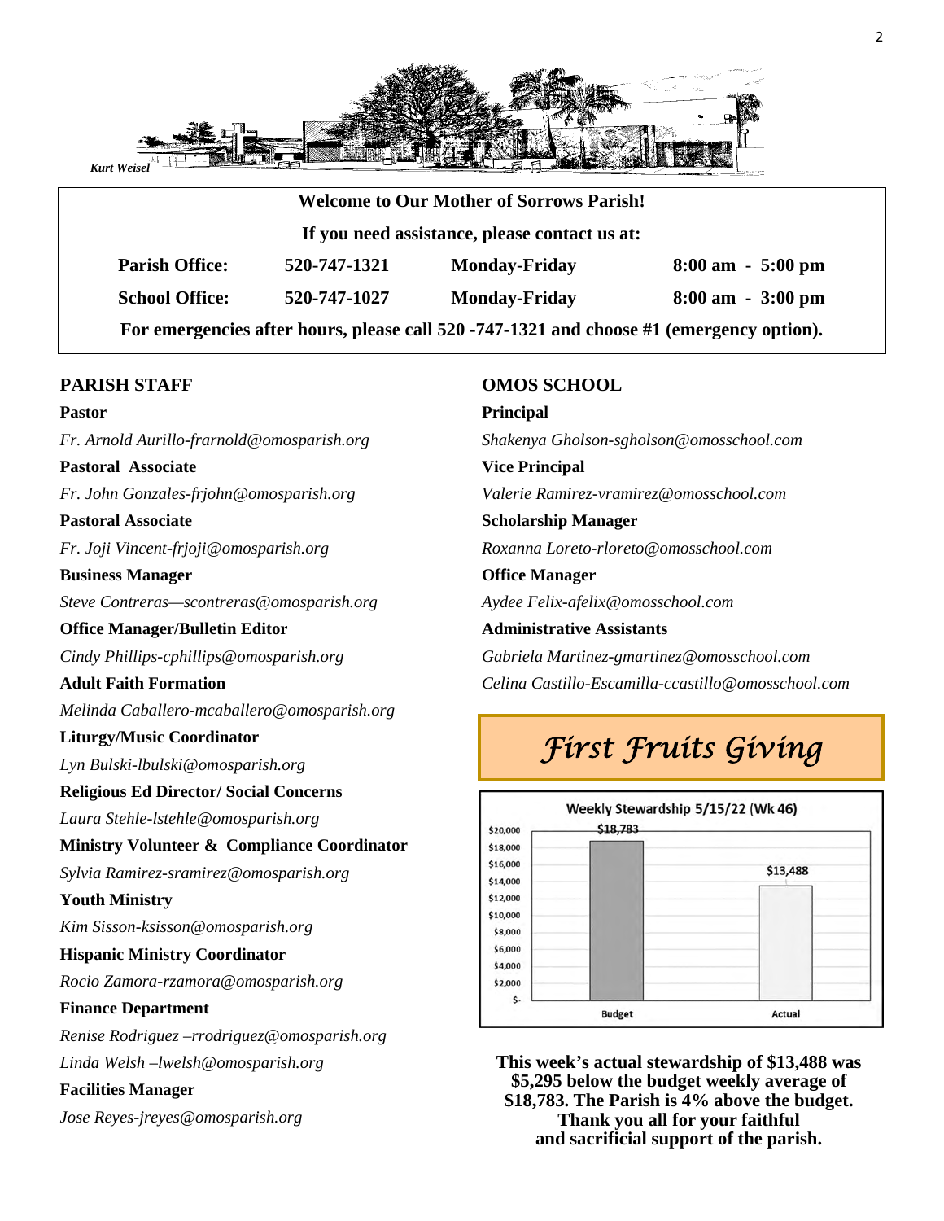Kurt Weisel

**Welcome to Our Mother of Sorrows Parish!**

**If you need assistance, please contact us at:**

| | | | |
|---|---|---|---|
| **Parish Office:** | **520-747-1321** | **Monday-Friday** | **8:00 am - 5:00 pm** |
| **School Office:** | **520-747-1027** | **Monday-Friday** | **8:00 am - 3:00 pm** |

**For emergencies after hours, please call 520 -747-1321 and choose #1 (emergency option).**

## PARISH STAFF

**Pastor**
*Fr. Arnold Aurillo-frarnold@omosparish.org*

**Pastoral Associate**
*Fr. John Gonzales-frjohn@omosparish.org*

**Pastoral Associate**
*Fr. Joji Vincent-frjoji@omosparish.org*

**Business Manager**
*Steve Contreras—scontreras@omosparish.org*

**Office Manager/Bulletin Editor**
*Cindy Phillips-cphillips@omosparish.org*

**Adult Faith Formation**
*Melinda Caballero-mcaballero@omosparish.org*

**Liturgy/Music Coordinator**
*Lyn Bulski-lbulski@omosparish.org*

**Religious Ed Director/ Social Concerns**
*Laura Stehle-lstehle@omosparish.org*

**Ministry Volunteer & Compliance Coordinator**
*Sylvia Ramirez-sramirez@omosparish.org*

**Youth Ministry**
*Kim Sisson-ksisson@omosparish.org*

**Hispanic Ministry Coordinator**
*Rocio Zamora-rzamora@omosparish.org*

**Finance Department**
*Renise Rodriguez –rrodriguez@omosparish.org*
*Linda Welsh –lwelsh@omosparish.org*

**Facilities Manager**
*Jose Reyes-jreyes@omosparish.org*

## OMOS SCHOOL

**Principal**
*Shakenya Gholson-sgholson@omosschool.com*

**Vice Principal**
*Valerie Ramirez-vramirez@omosschool.com*

**Scholarship Manager**
*Roxanna Loreto-rloreto@omosschool.com*

**Office Manager**
*Aydee Felix-afelix@omosschool.com*

**Administrative Assistants**
*Gabriela Martinez-gmartinez@omosschool.com*
*Celina Castillo-Escamilla-ccastillo@omosschool.com*

## *First Fruits Giving*

Weekly Stewardship 5/15/22 (Wk 46)

| | Budget | Actual |
|---|---|---|
| Amount | $18,783 | $13,488 |

**This week's actual stewardship of $13,488 was $5,295 below the budget weekly average of $18,783. The Parish is 4% above the budget. Thank you all for your faithful and sacrificial support of the parish.**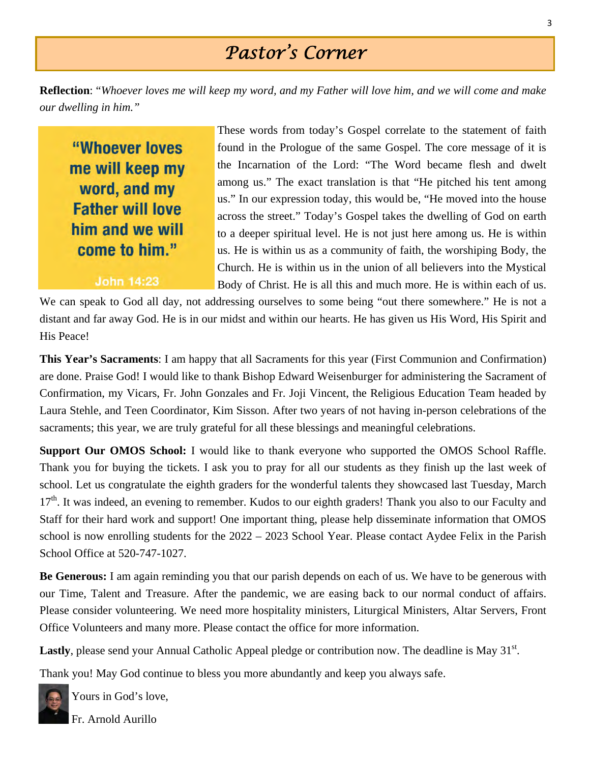# *Pastor's Corner*

**Reflection**: "*Whoever loves me will keep my word, and my Father will love him, and we will come and make our dwelling in him.*"

"Whoever loves me will keep my word, and my Father will love him and we will come to him."

John 14:23

These words from today's Gospel correlate to the statement of faith found in the Prologue of the same Gospel. The core message of it is the Incarnation of the Lord: "The Word became flesh and dwelt among us." The exact translation is that "He pitched his tent among us." In our expression today, this would be, "He moved into the house across the street." Today's Gospel takes the dwelling of God on earth to a deeper spiritual level. He is not just here among us. He is within us. He is within us as a community of faith, the worshiping Body, the Church. He is within us in the union of all believers into the Mystical Body of Christ. He is all this and much more. He is within each of us. We can speak to God all day, not addressing ourselves to some being "out there somewhere." He is not a distant and far away God. He is in our midst and within our hearts. He has given us His Word, His Spirit and His Peace!

**This Year's Sacraments**: I am happy that all Sacraments for this year (First Communion and Confirmation) are done. Praise God! I would like to thank Bishop Edward Weisenburger for administering the Sacrament of Confirmation, my Vicars, Fr. John Gonzales and Fr. Joji Vincent, the Religious Education Team headed by Laura Stehle, and Teen Coordinator, Kim Sisson. After two years of not having in-person celebrations of the sacraments; this year, we are truly grateful for all these blessings and meaningful celebrations.

**Support Our OMOS School:** I would like to thank everyone who supported the OMOS School Raffle. Thank you for buying the tickets. I ask you to pray for all our students as they finish up the last week of school. Let us congratulate the eighth graders for the wonderful talents they showcased last Tuesday, March 17th. It was indeed, an evening to remember. Kudos to our eighth graders! Thank you also to our Faculty and Staff for their hard work and support! One important thing, please help disseminate information that OMOS school is now enrolling students for the 2022 – 2023 School Year. Please contact Aydee Felix in the Parish School Office at 520-747-1027.

**Be Generous:** I am again reminding you that our parish depends on each of us. We have to be generous with our Time, Talent and Treasure. After the pandemic, we are easing back to our normal conduct of affairs. Please consider volunteering. We need more hospitality ministers, Liturgical Ministers, Altar Servers, Front Office Volunteers and many more. Please contact the office for more information.

**Lastly**, please send your Annual Catholic Appeal pledge or contribution now. The deadline is May 31st.

Thank you! May God continue to bless you more abundantly and keep you always safe.

Yours in God's love,

Fr. Arnold Aurillo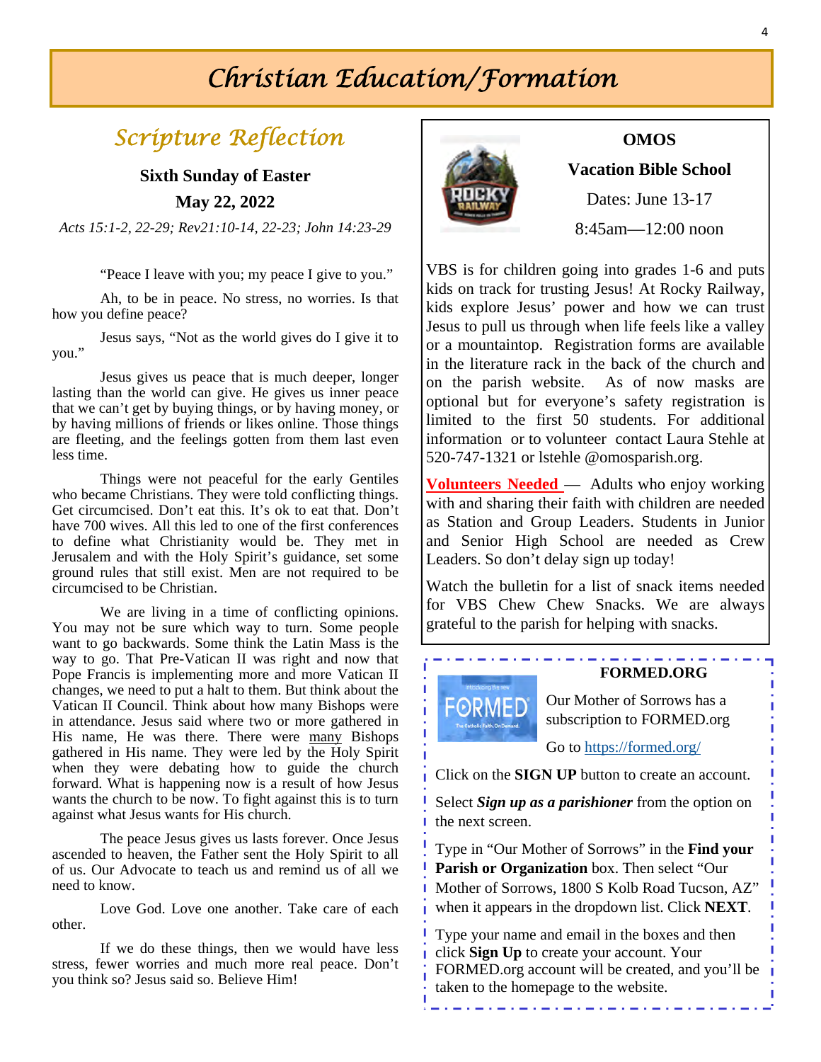# Christian Education/Formation

## Scripture Reflection

**Sixth Sunday of Easter**

**May 22, 2022**

*Acts 15:1-2, 22-29; Rev21:10-14, 22-23; John 14:23-29*

"Peace I leave with you; my peace I give to you."

Ah, to be in peace. No stress, no worries. Is that how you define peace?

Jesus says, "Not as the world gives do I give it to you."

Jesus gives us peace that is much deeper, longer lasting than the world can give. He gives us inner peace that we can't get by buying things, or by having money, or by having millions of friends or likes online. Those things are fleeting, and the feelings gotten from them last even less time.

Things were not peaceful for the early Gentiles who became Christians. They were told conflicting things. Get circumcised. Don't eat this. It's ok to eat that. Don't have 700 wives. All this led to one of the first conferences to define what Christianity would be. They met in Jerusalem and with the Holy Spirit's guidance, set some ground rules that still exist. Men are not required to be circumcised to be Christian.

We are living in a time of conflicting opinions. You may not be sure which way to turn. Some people want to go backwards. Some think the Latin Mass is the way to go. That Pre-Vatican II was right and now that Pope Francis is implementing more and more Vatican II changes, we need to put a halt to them. But think about the Vatican II Council. Think about how many Bishops were in attendance. Jesus said where two or more gathered in His name, He was there. There were many Bishops gathered in His name. They were led by the Holy Spirit when they were debating how to guide the church forward. What is happening now is a result of how Jesus wants the church to be now. To fight against this is to turn against what Jesus wants for His church.

The peace Jesus gives us lasts forever. Once Jesus ascended to heaven, the Father sent the Holy Spirit to all of us. Our Advocate to teach us and remind us of all we need to know.

Love God. Love one another. Take care of each other.

If we do these things, then we would have less stress, fewer worries and much more real peace. Don't you think so? Jesus said so. Believe Him!

---

**OMOS**

**Vacation Bible School**

Dates: June 13-17

8:45am—12:00 noon

VBS is for children going into grades 1-6 and puts kids on track for trusting Jesus! At Rocky Railway, kids explore Jesus' power and how we can trust Jesus to pull us through when life feels like a valley or a mountaintop. Registration forms are available in the literature rack in the back of the church and on the parish website. As of now masks are optional but for everyone's safety registration is limited to the first 50 students. For additional information or to volunteer contact Laura Stehle at 520-747-1321 or lstehle @omosparish.org.

**Volunteers Needed** — Adults who enjoy working with and sharing their faith with children are needed as Station and Group Leaders. Students in Junior and Senior High School are needed as Crew Leaders. So don't delay sign up today!

Watch the bulletin for a list of snack items needed for VBS Chew Chew Snacks. We are always grateful to the parish for helping with snacks.

---

**FORMED.ORG**

Our Mother of Sorrows has a subscription to FORMED.org

Go to https://formed.org/

Click on the **SIGN UP** button to create an account.

Select ***Sign up as a parishioner*** from the option on the next screen.

Type in "Our Mother of Sorrows" in the **Find your Parish or Organization** box. Then select "Our Mother of Sorrows, 1800 S Kolb Road Tucson, AZ" when it appears in the dropdown list. Click **NEXT**.

Type your name and email in the boxes and then click **Sign Up** to create your account. Your FORMED.org account will be created, and you'll be taken to the homepage to the website.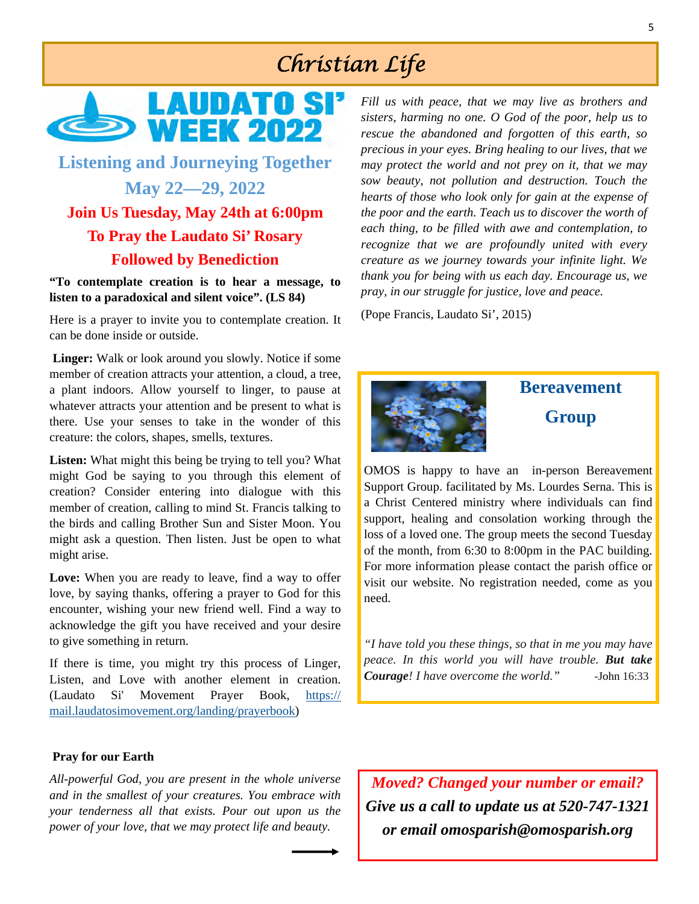# Christian Life

## LAUDATO SI' WEEK 2022

### Listening and Journeying Together

### May 22—29, 2022

**Join Us Tuesday, May 24th at 6:00pm**

**To Pray the Laudato Si' Rosary**

**Followed by Benediction**

**"To contemplate creation is to hear a message, to listen to a paradoxical and silent voice". (LS 84)**

Here is a prayer to invite you to contemplate creation. It can be done inside or outside.

**Linger:** Walk or look around you slowly. Notice if some member of creation attracts your attention, a cloud, a tree, a plant indoors. Allow yourself to linger, to pause at whatever attracts your attention and be present to what is there. Use your senses to take in the wonder of this creature: the colors, shapes, smells, textures.

**Listen:** What might this being be trying to tell you? What might God be saying to you through this element of creation? Consider entering into dialogue with this member of creation, calling to mind St. Francis talking to the birds and calling Brother Sun and Sister Moon. You might ask a question. Then listen. Just be open to what might arise.

**Love:** When you are ready to leave, find a way to offer love, by saying thanks, offering a prayer to God for this encounter, wishing your new friend well. Find a way to acknowledge the gift you have received and your desire to give something in return.

If there is time, you might try this process of Linger, Listen, and Love with another element in creation. (Laudato Si' Movement Prayer Book, https://mail.laudatosimovement.org/landing/prayerbook)

**Pray for our Earth**

*All-powerful God, you are present in the whole universe and in the smallest of your creatures. You embrace with your tenderness all that exists. Pour out upon us the power of your love, that we may protect life and beauty. Fill us with peace, that we may live as brothers and sisters, harming no one. O God of the poor, help us to rescue the abandoned and forgotten of this earth, so precious in your eyes. Bring healing to our lives, that we may protect the world and not prey on it, that we may sow beauty, not pollution and destruction. Touch the hearts of those who look only for gain at the expense of the poor and the earth. Teach us to discover the worth of each thing, to be filled with awe and contemplation, to recognize that we are profoundly united with every creature as we journey towards your infinite light. We thank you for being with us each day. Encourage us, we pray, in our struggle for justice, love and peace.*

(Pope Francis, Laudato Si', 2015)

## Bereavement Group

OMOS is happy to have an in-person Bereavement Support Group. facilitated by Ms. Lourdes Serna. This is a Christ Centered ministry where individuals can find support, healing and consolation working through the loss of a loved one. The group meets the second Tuesday of the month, from 6:30 to 8:00pm in the PAC building. For more information please contact the parish office or visit our website. No registration needed, come as you need.

*"I have told you these things, so that in me you may have peace. In this world you will have trouble.* ***But take Courage****! I have overcome the world."* -John 16:33

***Moved? Changed your number or email?***

***Give us a call to update us at 520-747-1321 or email omosparish@omosparish.org***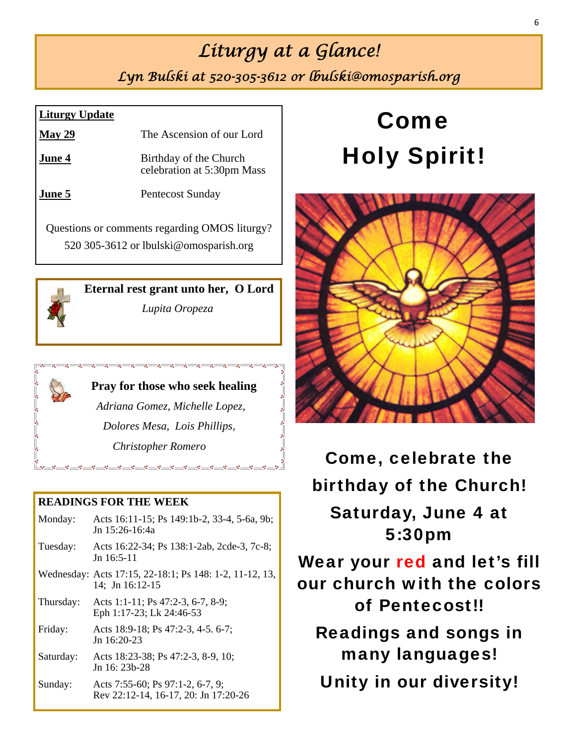# *Liturgy at a Glance!*

*Lyn Bulski at 520-305-3612 or lbulski@omosparish.org*

**Liturgy Update**

| | |
|---|---|
| **May 29** | The Ascension of our Lord |
| **June 4** | Birthday of the Church celebration at 5:30pm Mass |
| **June 5** | Pentecost Sunday |

Questions or comments regarding OMOS liturgy? 520 305-3612 or lbulski@omosparish.org

**Eternal rest grant unto her, O Lord**

*Lupita Oropeza*

**Pray for those who seek healing**

*Adriana Gomez, Michelle Lopez, Dolores Mesa, Lois Phillips, Christopher Romero*

**READINGS FOR THE WEEK**

| | |
|---|---|
| Monday: | Acts 16:11-15; Ps 149:1b-2, 33-4, 5-6a, 9b; Jn 15:26-16:4a |
| Tuesday: | Acts 16:22-34; Ps 138:1-2ab, 2cde-3, 7c-8; Jn 16:5-11 |
| Wednesday: | Acts 17:15, 22-18:1; Ps 148: 1-2, 11-12, 13, 14; Jn 16:12-15 |
| Thursday: | Acts 1:1-11; Ps 47:2-3, 6-7, 8-9; Eph 1:17-23; Lk 24:46-53 |
| Friday: | Acts 18:9-18; Ps 47:2-3, 4-5. 6-7; Jn 16:20-23 |
| Saturday: | Acts 18:23-38; Ps 47:2-3, 8-9, 10; Jn 16: 23b-28 |
| Sunday: | Acts 7:55-60; Ps 97:1-2, 6-7, 9; Rev 22:12-14, 16-17, 20: Jn 17:20-26 |

# Come Holy Spirit!

**Come, celebrate the birthday of the Church!**

**Saturday, June 4 at 5:30pm**

**Wear your red and let's fill our church with the colors of Pentecost!!**

**Readings and songs in many languages!**

**Unity in our diversity!**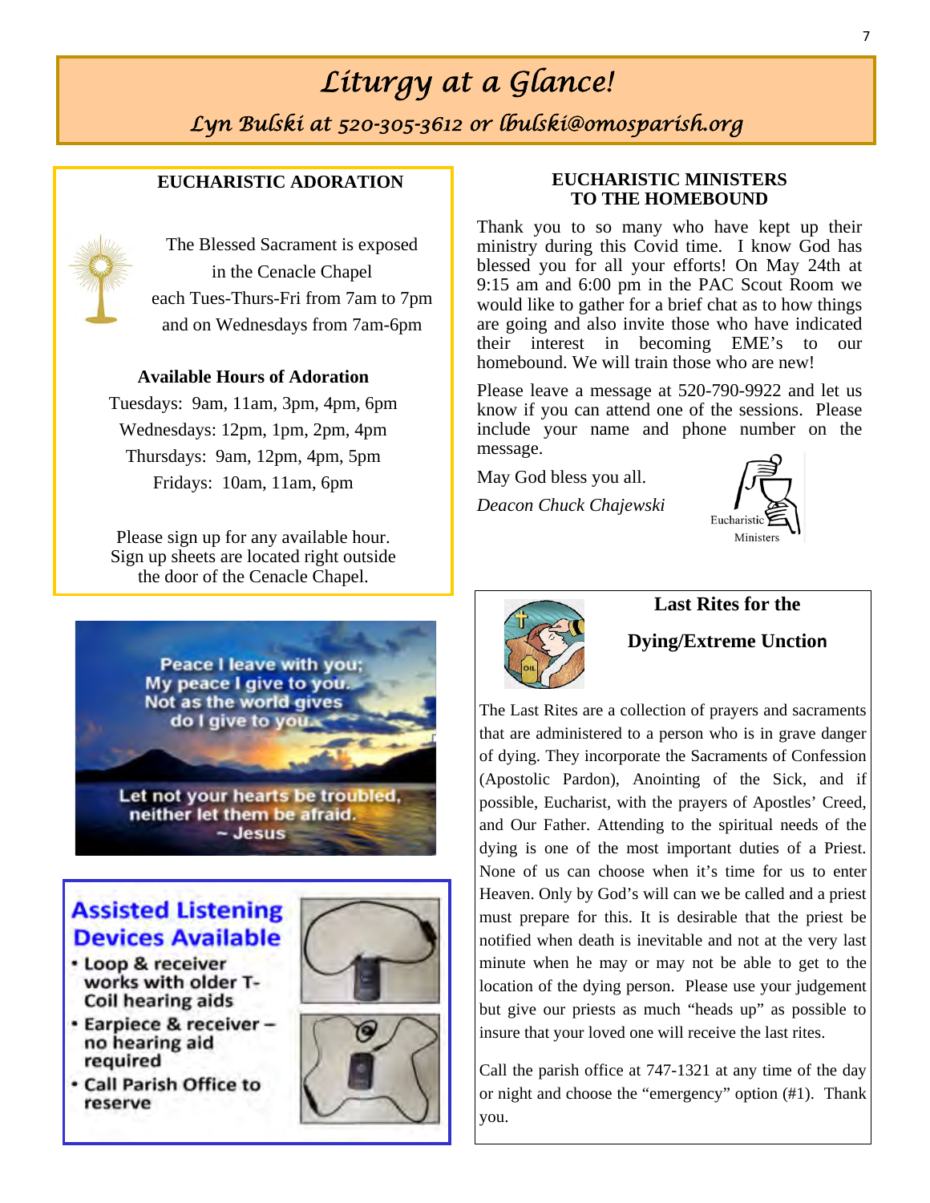# *Liturgy at a Glance!*

*Lyn Bulski at 520-305-3612 or lbulski@omosparish.org*

## EUCHARISTIC ADORATION

The Blessed Sacrament is exposed in the Cenacle Chapel each Tues-Thurs-Fri from 7am to 7pm and on Wednesdays from 7am-6pm

**Available Hours of Adoration**

Tuesdays: 9am, 11am, 3pm, 4pm, 6pm
Wednesdays: 12pm, 1pm, 2pm, 4pm
Thursdays: 9am, 12pm, 4pm, 5pm
Fridays: 10am, 11am, 6pm

Please sign up for any available hour. Sign up sheets are located right outside the door of the Cenacle Chapel.

Peace I leave with you; My peace I give to you. Not as the world gives do I give to you.

Let not your hearts be troubled, neither let them be afraid.
~ Jesus

## Assisted Listening Devices Available

- Loop & receiver works with older T-Coil hearing aids
- Earpiece & receiver – no hearing aid required
- Call Parish Office to reserve

## EUCHARISTIC MINISTERS TO THE HOMEBOUND

Thank you to so many who have kept up their ministry during this Covid time. I know God has blessed you for all your efforts! On May 24th at 9:15 am and 6:00 pm in the PAC Scout Room we would like to gather for a brief chat as to how things are going and also invite those who have indicated their interest in becoming EME's to our homebound. We will train those who are new!

Please leave a message at 520-790-9922 and let us know if you can attend one of the sessions. Please include your name and phone number on the message.

May God bless you all.

*Deacon Chuck Chajewski*

## Last Rites for the Dying/Extreme Unction

The Last Rites are a collection of prayers and sacraments that are administered to a person who is in grave danger of dying. They incorporate the Sacraments of Confession (Apostolic Pardon), Anointing of the Sick, and if possible, Eucharist, with the prayers of Apostles' Creed, and Our Father. Attending to the spiritual needs of the dying is one of the most important duties of a Priest. None of us can choose when it's time for us to enter Heaven. Only by God's will can we be called and a priest must prepare for this. It is desirable that the priest be notified when death is inevitable and not at the very last minute when he may or may not be able to get to the location of the dying person. Please use your judgement but give our priests as much "heads up" as possible to insure that your loved one will receive the last rites.

Call the parish office at 747-1321 at any time of the day or night and choose the "emergency" option (#1). Thank you.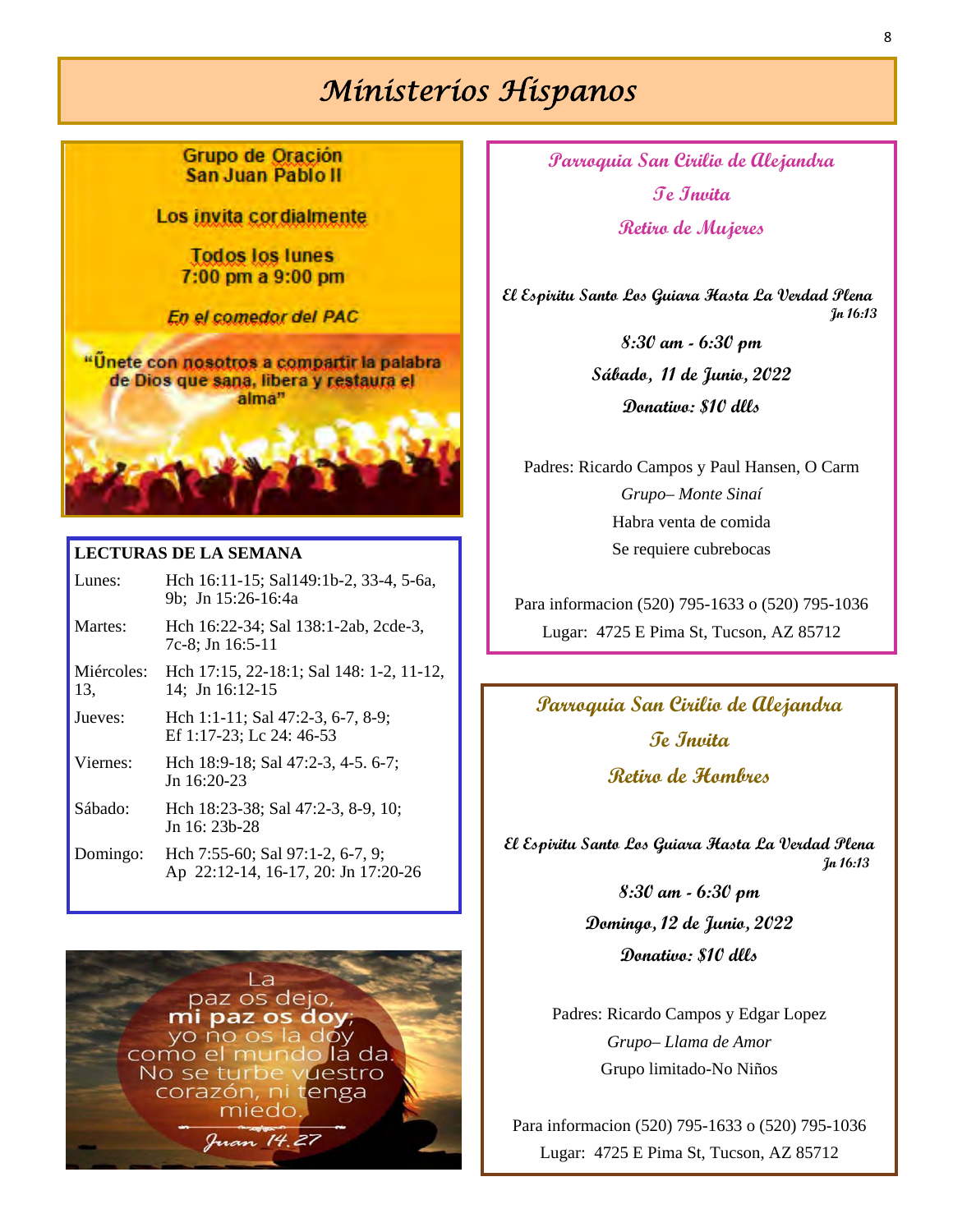# Ministerios Hispanos

Grupo de Oración San Juan Pablo II

Los invita cordialmente

Todos los lunes
7:00 pm a 9:00 pm

*En el comedor del PAC*

"Únete con nosotros a compartir la palabra de Dios que sana, libera y restaura el alma"

**LECTURAS DE LA SEMANA**

| | |
|---|---|
| Lunes: | Hch 16:11-15; Sal149:1b-2, 33-4, 5-6a, 9b; Jn 15:26-16:4a |
| Martes: | Hch 16:22-34; Sal 138:1-2ab, 2cde-3, 7c-8; Jn 16:5-11 |
| Miércoles: 13, | Hch 17:15, 22-18:1; Sal 148: 1-2, 11-12, 14; Jn 16:12-15 |
| Jueves: | Hch 1:1-11; Sal 47:2-3, 6-7, 8-9; Ef 1:17-23; Lc 24: 46-53 |
| Viernes: | Hch 18:9-18; Sal 47:2-3, 4-5. 6-7; Jn 16:20-23 |
| Sábado: | Hch 18:23-38; Sal 47:2-3, 8-9, 10; Jn 16: 23b-28 |
| Domingo: | Hch 7:55-60; Sal 97:1-2, 6-7, 9; Ap 22:12-14, 16-17, 20: Jn 17:20-26 |

La paz os dejo, **mi paz os doy**; yo no os la doy como el mundo la da. No se turbe vuestro corazón, ni tenga miedo.
*Juan 14.27*

**Parroquia San Cirilo de Alejandra**

**Te Invita**

**Retiro de Mujeres**

**El Espiritu Santo Los Guiara Hasta La Verdad Plena**
*Jn 16:13*

**8:30 am - 6:30 pm**

**Sábado, 11 de Junio, 2022**

**Donativo: $10 dlls**

Padres: Ricardo Campos y Paul Hansen, O Carm

*Grupo– Monte Sinaí*

Habra venta de comida

Se requiere cubrebocas

Para informacion (520) 795-1633 o (520) 795-1036

Lugar: 4725 E Pima St, Tucson, AZ 85712

**Parroquia San Cirilio de Alejandra**

**Te Invita**

**Retiro de Hombres**

**El Espiritu Santo Los Guiara Hasta La Verdad Plena**
*Jn 16:13*

**8:30 am - 6:30 pm**

**Domingo, 12 de Junio, 2022**

**Donativo: $10 dlls**

Padres: Ricardo Campos y Edgar Lopez

*Grupo– Llama de Amor*

Grupo limitado-No Niños

Para informacion (520) 795-1633 o (520) 795-1036

Lugar: 4725 E Pima St, Tucson, AZ 85712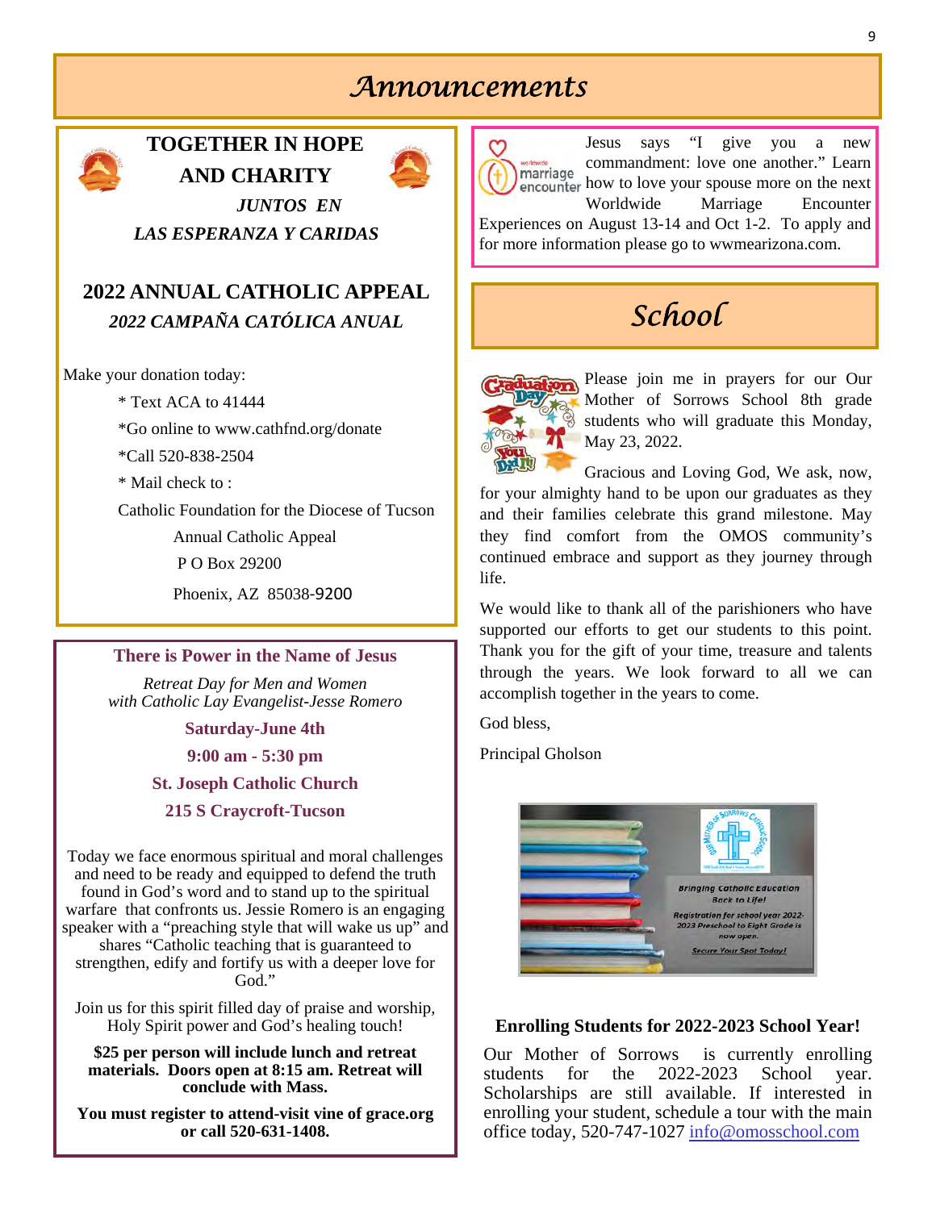# Announcements

## TOGETHER IN HOPE AND CHARITY

*JUNTOS EN LAS ESPERANZA Y CARIDAS*

## 2022 ANNUAL CATHOLIC APPEAL

*2022 CAMPAÑA CATÓLICA ANUAL*

Make your donation today:

* Text ACA to 41444
* Go online to www.cathfnd.org/donate
* Call 520-838-2504
* Mail check to :

Catholic Foundation for the Diocese of Tucson
Annual Catholic Appeal
P O Box 29200
Phoenix, AZ 85038-9200

### There is Power in the Name of Jesus

*Retreat Day for Men and Women with Catholic Lay Evangelist-Jesse Romero*

**Saturday-June 4th**

**9:00 am - 5:30 pm**

**St. Joseph Catholic Church**

**215 S Craycroft-Tucson**

Today we face enormous spiritual and moral challenges and need to be ready and equipped to defend the truth found in God's word and to stand up to the spiritual warfare that confronts us. Jessie Romero is an engaging speaker with a "preaching style that will wake us up" and shares "Catholic teaching that is guaranteed to strengthen, edify and fortify us with a deeper love for God."

Join us for this spirit filled day of praise and worship, Holy Spirit power and God's healing touch!

**$25 per person will include lunch and retreat materials. Doors open at 8:15 am. Retreat will conclude with Mass.**

**You must register to attend-visit vine of grace.org or call 520-631-1408.**

---

worldwide marriage encounter

Jesus says "I give you a new commandment: love one another." Learn how to love your spouse more on the next Worldwide Marriage Encounter Experiences on August 13-14 and Oct 1-2. To apply and for more information please go to wwmearizona.com.

# School

Please join me in prayers for our Our Mother of Sorrows School 8th grade students who will graduate this Monday, May 23, 2022.

Gracious and Loving God, We ask, now, for your almighty hand to be upon our graduates as they and their families celebrate this grand milestone. May they find comfort from the OMOS community's continued embrace and support as they journey through life.

We would like to thank all of the parishioners who have supported our efforts to get our students to this point. Thank you for the gift of your time, treasure and talents through the years. We look forward to all we can accomplish together in the years to come.

God bless,

Principal Gholson

Bringing Catholic Education Back to Life!
Registration for school year 2022-2023 Preschool to Eight Grade is now open.
Secure Your Spot Today!

### Enrolling Students for 2022-2023 School Year!

Our Mother of Sorrows is currently enrolling students for the 2022-2023 School year. Scholarships are still available. If interested in enrolling your student, schedule a tour with the main office today, 520-747-1027 info@omosschool.com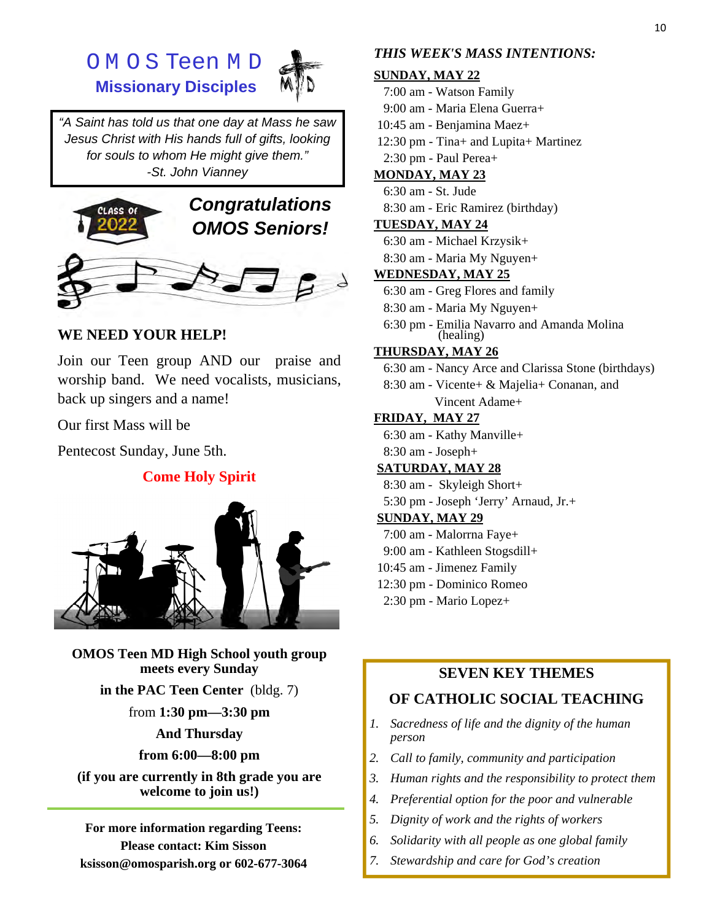# O M O S Teen M D

## Missionary Disciples

*"A Saint has told us that one day at Mass he saw Jesus Christ with His hands full of gifts, looking for souls to whom He might give them."*
*-St. John Vianney*

CLASS OF 2022

***Congratulations OMOS Seniors!***

### WE NEED YOUR HELP!

Join our Teen group AND our praise and worship band. We need vocalists, musicians, back up singers and a name!

Our first Mass will be

Pentecost Sunday, June 5th.

**Come Holy Spirit**

**OMOS Teen MD High School youth group meets every Sunday**

**in the PAC Teen Center** (bldg. 7)

from **1:30 pm—3:30 pm**

**And Thursday**

**from 6:00—8:00 pm**

**(if you are currently in 8th grade you are welcome to join us!)**

**For more information regarding Teens:**
**Please contact: Kim Sisson**
**ksisson@omosparish.org or 602-677-3064**

### *THIS WEEK'S MASS INTENTIONS:*

**SUNDAY, MAY 22**
7:00 am - Watson Family
9:00 am - Maria Elena Guerra+
10:45 am - Benjamina Maez+
12:30 pm - Tina+ and Lupita+ Martinez
2:30 pm - Paul Perea+

**MONDAY, MAY 23**
6:30 am - St. Jude
8:30 am - Eric Ramirez (birthday)

**TUESDAY, MAY 24**
6:30 am - Michael Krzysik+
8:30 am - Maria My Nguyen+

**WEDNESDAY, MAY 25**
6:30 am - Greg Flores and family
8:30 am - Maria My Nguyen+
6:30 pm - Emilia Navarro and Amanda Molina (healing)

**THURSDAY, MAY 26**
6:30 am - Nancy Arce and Clarissa Stone (birthdays)
8:30 am - Vicente+ & Majelia+ Conanan, and Vincent Adame+

**FRIDAY, MAY 27**
6:30 am - Kathy Manville+
8:30 am - Joseph+

**SATURDAY, MAY 28**
8:30 am - Skyleigh Short+
5:30 pm - Joseph 'Jerry' Arnaud, Jr.+

**SUNDAY, MAY 29**
7:00 am - Malorrna Faye+
9:00 am - Kathleen Stogsdill+
10:45 am - Jimenez Family
12:30 pm - Dominico Romeo
2:30 pm - Mario Lopez+

### SEVEN KEY THEMES OF CATHOLIC SOCIAL TEACHING

1. *Sacredness of life and the dignity of the human person*
2. *Call to family, community and participation*
3. *Human rights and the responsibility to protect them*
4. *Preferential option for the poor and vulnerable*
5. *Dignity of work and the rights of workers*
6. *Solidarity with all people as one global family*
7. *Stewardship and care for God's creation*